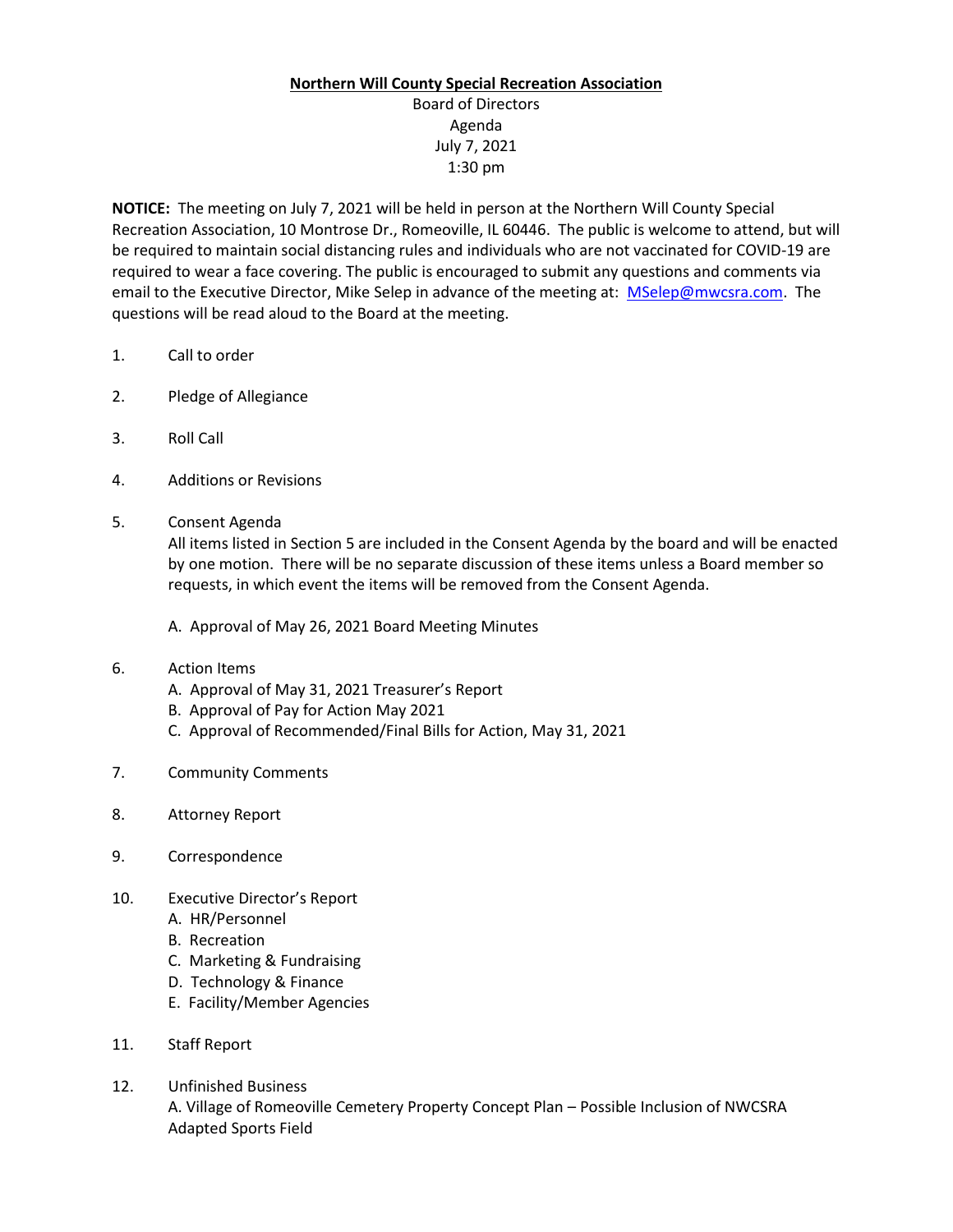**Northern Will County Special Recreation Association**

Board of Directors
Agenda
July 7, 2021
1:30 pm

**NOTICE:** The meeting on July 7, 2021 will be held in person at the Northern Will County Special Recreation Association, 10 Montrose Dr., Romeoville, IL 60446. The public is welcome to attend, but will be required to maintain social distancing rules and individuals who are not vaccinated for COVID-19 are required to wear a face covering. The public is encouraged to submit any questions and comments via email to the Executive Director, Mike Selep in advance of the meeting at: MSelep@mwcsra.com. The questions will be read aloud to the Board at the meeting.

1. Call to order

2. Pledge of Allegiance

3. Roll Call

4. Additions or Revisions

5. Consent Agenda
   All items listed in Section 5 are included in the Consent Agenda by the board and will be enacted by one motion. There will be no separate discussion of these items unless a Board member so requests, in which event the items will be removed from the Consent Agenda.

   A. Approval of May 26, 2021 Board Meeting Minutes

6. Action Items
   A. Approval of May 31, 2021 Treasurer's Report
   B. Approval of Pay for Action May 2021
   C. Approval of Recommended/Final Bills for Action, May 31, 2021

7. Community Comments

8. Attorney Report

9. Correspondence

10. Executive Director's Report
    A. HR/Personnel
    B. Recreation
    C. Marketing & Fundraising
    D. Technology & Finance
    E. Facility/Member Agencies

11. Staff Report

12. Unfinished Business
    A. Village of Romeoville Cemetery Property Concept Plan – Possible Inclusion of NWCSRA Adapted Sports Field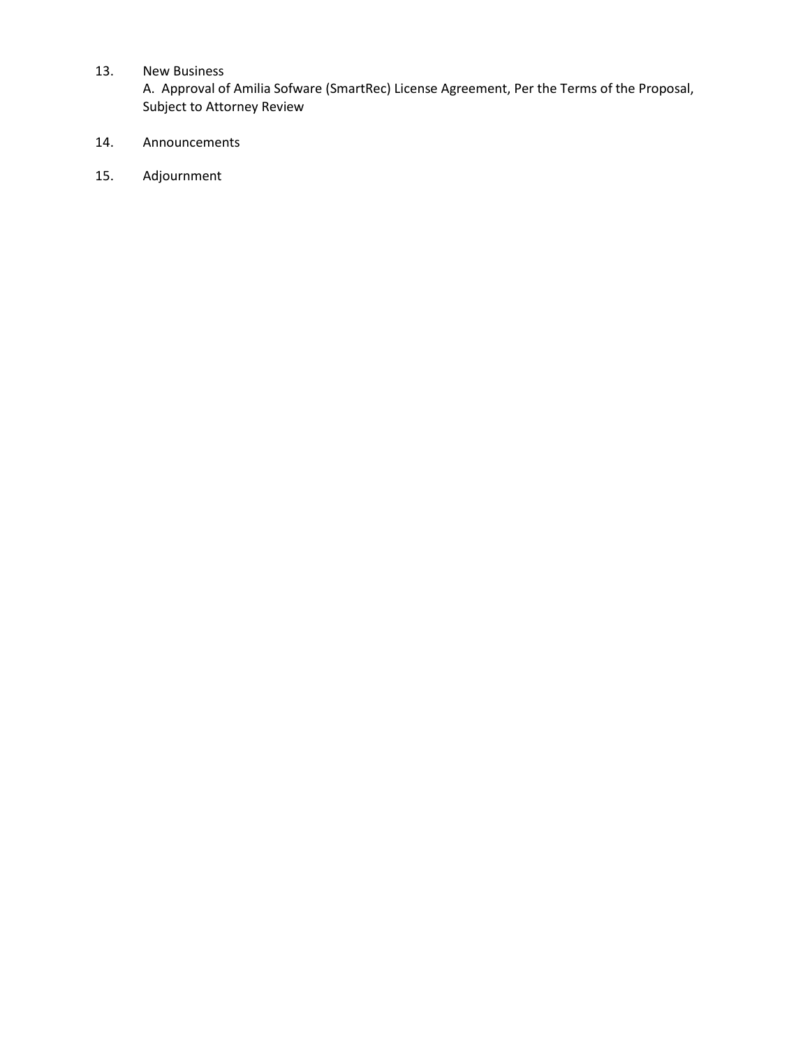13. New Business

    A. Approval of Amilia Sofware (SmartRec) License Agreement, Per the Terms of the Proposal, Subject to Attorney Review

14. Announcements

15. Adjournment